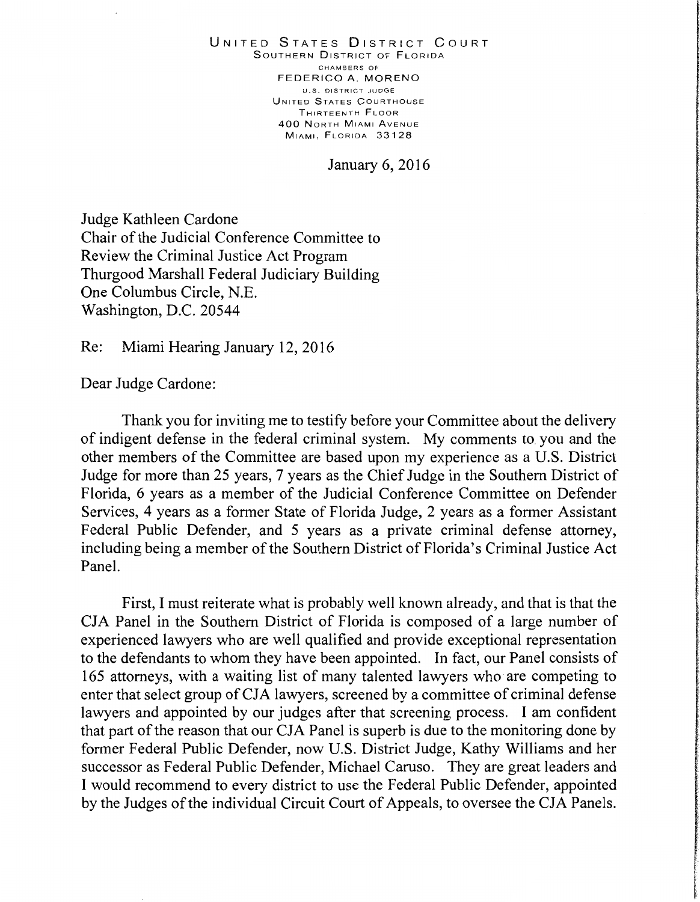UNITED STATES DISTRICT COURT
SOUTHERN DISTRICT OF FLORIDA
CHAMBERS OF
FEDERICO A. MORENO
U.S. DISTRICT JUDGE
UNITED STATES COURTHOUSE
THIRTEENTH FLOOR
400 NORTH MIAMI AVENUE
MIAMI, FLORIDA 33128

January 6, 2016

Judge Kathleen Cardone
Chair of the Judicial Conference Committee to
Review the Criminal Justice Act Program
Thurgood Marshall Federal Judiciary Building
One Columbus Circle, N.E.
Washington, D.C. 20544

Re: Miami Hearing January 12, 2016

Dear Judge Cardone:

Thank you for inviting me to testify before your Committee about the delivery of indigent defense in the federal criminal system. My comments to you and the other members of the Committee are based upon my experience as a U.S. District Judge for more than 25 years, 7 years as the Chief Judge in the Southern District of Florida, 6 years as a member of the Judicial Conference Committee on Defender Services, 4 years as a former State of Florida Judge, 2 years as a former Assistant Federal Public Defender, and 5 years as a private criminal defense attorney, including being a member of the Southern District of Florida's Criminal Justice Act Panel.

First, I must reiterate what is probably well known already, and that is that the CJA Panel in the Southern District of Florida is composed of a large number of experienced lawyers who are well qualified and provide exceptional representation to the defendants to whom they have been appointed. In fact, our Panel consists of 165 attorneys, with a waiting list of many talented lawyers who are competing to enter that select group of CJA lawyers, screened by a committee of criminal defense lawyers and appointed by our judges after that screening process. I am confident that part of the reason that our CJA Panel is superb is due to the monitoring done by former Federal Public Defender, now U.S. District Judge, Kathy Williams and her successor as Federal Public Defender, Michael Caruso. They are great leaders and I would recommend to every district to use the Federal Public Defender, appointed by the Judges of the individual Circuit Court of Appeals, to oversee the CJA Panels.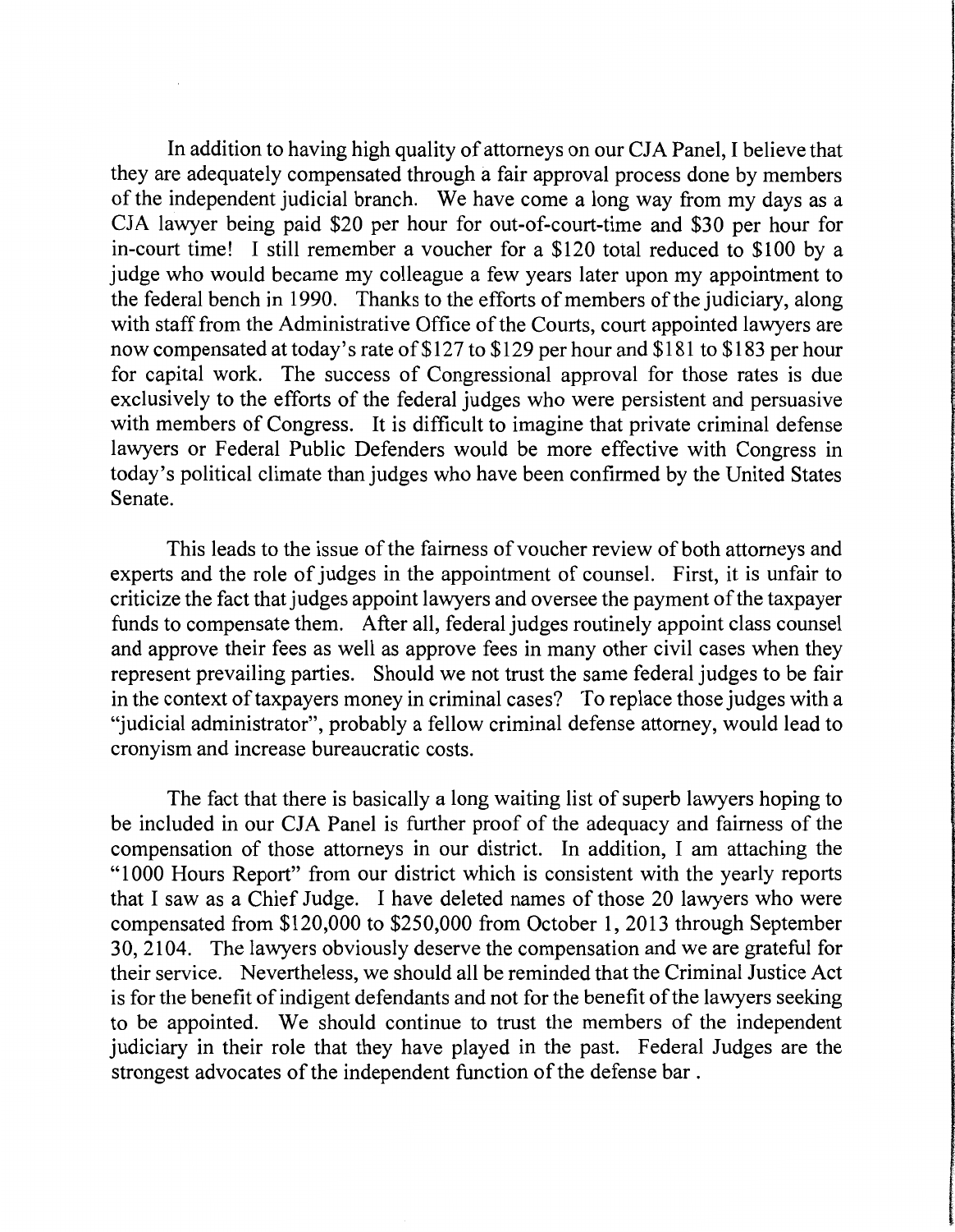In addition to having high quality of attorneys on our CJA Panel, I believe that they are adequately compensated through a fair approval process done by members of the independent judicial branch. We have come a long way from my days as a CJA lawyer being paid $20 per hour for out-of-court-time and $30 per hour for in-court time! I still remember a voucher for a $120 total reduced to $100 by a judge who would became my colleague a few years later upon my appointment to the federal bench in 1990. Thanks to the efforts of members of the judiciary, along with staff from the Administrative Office of the Courts, court appointed lawyers are now compensated at today's rate of $127 to $129 per hour and $181 to $183 per hour for capital work. The success of Congressional approval for those rates is due exclusively to the efforts of the federal judges who were persistent and persuasive with members of Congress. It is difficult to imagine that private criminal defense lawyers or Federal Public Defenders would be more effective with Congress in today's political climate than judges who have been confirmed by the United States Senate.

This leads to the issue of the fairness of voucher review of both attorneys and experts and the role of judges in the appointment of counsel. First, it is unfair to criticize the fact that judges appoint lawyers and oversee the payment of the taxpayer funds to compensate them. After all, federal judges routinely appoint class counsel and approve their fees as well as approve fees in many other civil cases when they represent prevailing parties. Should we not trust the same federal judges to be fair in the context of taxpayers money in criminal cases? To replace those judges with a "judicial administrator", probably a fellow criminal defense attorney, would lead to cronyism and increase bureaucratic costs.

The fact that there is basically a long waiting list of superb lawyers hoping to be included in our CJA Panel is further proof of the adequacy and fairness of the compensation of those attorneys in our district. In addition, I am attaching the "1000 Hours Report" from our district which is consistent with the yearly reports that I saw as a Chief Judge. I have deleted names of those 20 lawyers who were compensated from $120,000 to $250,000 from October 1, 2013 through September 30, 2104. The lawyers obviously deserve the compensation and we are grateful for their service. Nevertheless, we should all be reminded that the Criminal Justice Act is for the benefit of indigent defendants and not for the benefit of the lawyers seeking to be appointed. We should continue to trust the members of the independent judiciary in their role that they have played in the past. Federal Judges are the strongest advocates of the independent function of the defense bar .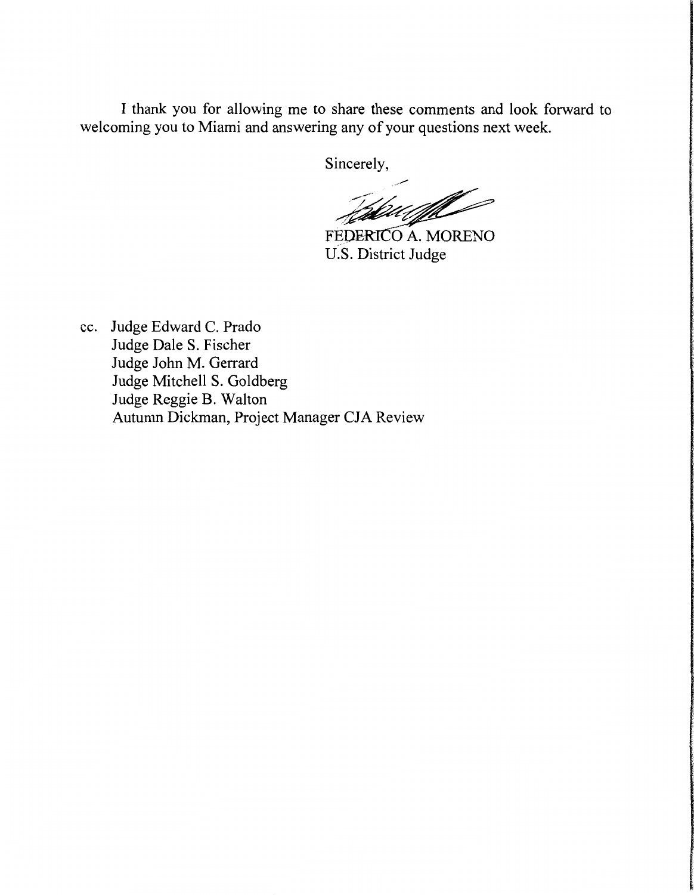I thank you for allowing me to share these comments and look forward to welcoming you to Miami and answering any of your questions next week.

Sincerely,

FEDERICO A. MORENO
U.S. District Judge

cc. Judge Edward C. Prado
Judge Dale S. Fischer
Judge John M. Gerrard
Judge Mitchell S. Goldberg
Judge Reggie B. Walton
Autumn Dickman, Project Manager CJA Review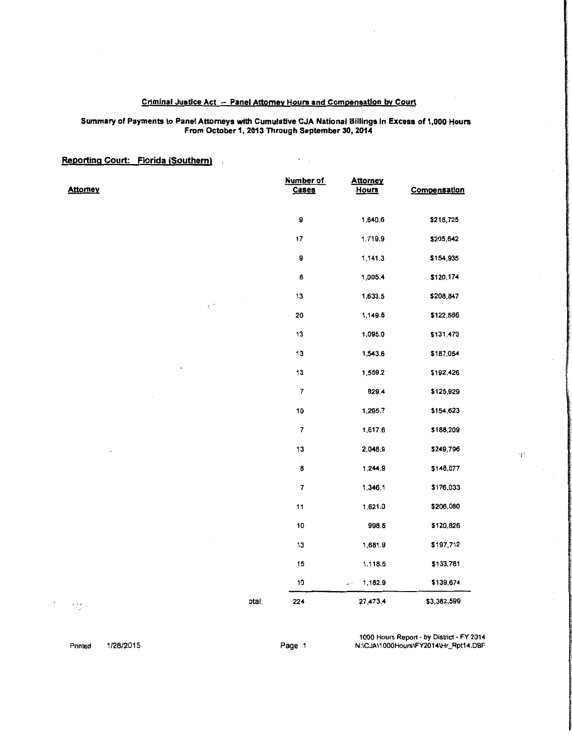**Criminal Justice Act – Panel Attorney Hours and Compensation by Court**

**Summary of Payments to Panel Attorneys with Cumulative CJA National Billings in Excess of 1,000 Hours**
**From October 1, 2013 Through September 30, 2014**

**Reporting Court: Florida (Southern)**

| Attorney | Number of Cases | Attorney Hours | Compensation |
|---|---|---|---|
| | 9 | 1,640.6 | $218,725 |
| | 17 | 1,719.9 | $205,642 |
| | 9 | 1,141.3 | $154,935 |
| | 6 | 1,005.4 | $120,174 |
| | 13 | 1,633.5 | $208,847 |
| | 20 | 1,149.5 | $122,586 |
| | 13 | 1,095.0 | $131,470 |
| | 13 | 1,543.6 | $187,054 |
| | 13 | 1,559.2 | $192,426 |
| | 7 | 829.4 | $125,929 |
| | 10 | 1,295.7 | $154,623 |
| | 7 | 1,617.6 | $188,209 |
| | 13 | 2,048.9 | $249,796 |
| | 8 | 1,244.9 | $148,077 |
| | 7 | 1,346.1 | $176,033 |
| | 11 | 1,621.0 | $206,080 |
| | 10 | 998.5 | $120,826 |
| | 13 | 1,681.9 | $197,712 |
| | 15 | 1,118.5 | $133,781 |
| | 10 | 1,182.9 | $139,674 |
| otal: | 224 | 27,473.4 | $3,382,599 |

Printed 1/28/2015

1000 Hours Report - by District - FY 2014
N:\CJA\1000Hours\FY2014\Hr_Rpt14.DBF